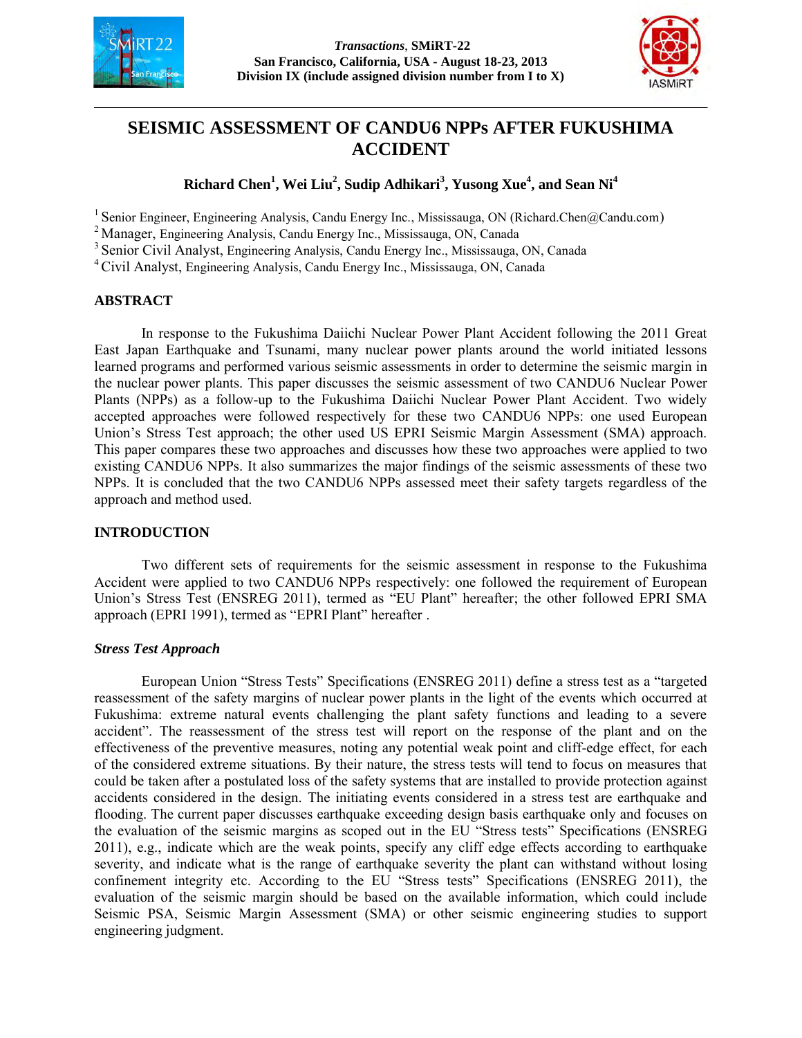# SEISMIC ASSESSMENT OF CANDU6 NPPs AFTER FUKUSHIMA ACCIDENT

**Richard Chen[1], Wei Liu[2], Sudip Adhikari[3], Yusong Xue[4], and Sean Ni[4]**

[1] Senior Engineer, Engineering Analysis, Candu Energy Inc., Mississauga, ON (Richard.Chen@Candu.com)
[2] Manager, Engineering Analysis, Candu Energy Inc., Mississauga, ON, Canada
[3] Senior Civil Analyst, Engineering Analysis, Candu Energy Inc., Mississauga, ON, Canada
[4] Civil Analyst, Engineering Analysis, Candu Energy Inc., Mississauga, ON, Canada

## ABSTRACT

In response to the Fukushima Daiichi Nuclear Power Plant Accident following the 2011 Great East Japan Earthquake and Tsunami, many nuclear power plants around the world initiated lessons learned programs and performed various seismic assessments in order to determine the seismic margin in the nuclear power plants. This paper discusses the seismic assessment of two CANDU6 Nuclear Power Plants (NPPs) as a follow-up to the Fukushima Daiichi Nuclear Power Plant Accident. Two widely accepted approaches were followed respectively for these two CANDU6 NPPs: one used European Union's Stress Test approach; the other used US EPRI Seismic Margin Assessment (SMA) approach. This paper compares these two approaches and discusses how these two approaches were applied to two existing CANDU6 NPPs. It also summarizes the major findings of the seismic assessments of these two NPPs. It is concluded that the two CANDU6 NPPs assessed meet their safety targets regardless of the approach and method used.

## INTRODUCTION

Two different sets of requirements for the seismic assessment in response to the Fukushima Accident were applied to two CANDU6 NPPs respectively: one followed the requirement of European Union's Stress Test (ENSREG 2011), termed as "EU Plant" hereafter; the other followed EPRI SMA approach (EPRI 1991), termed as "EPRI Plant" hereafter .

### *Stress Test Approach*

European Union "Stress Tests" Specifications (ENSREG 2011) define a stress test as a "targeted reassessment of the safety margins of nuclear power plants in the light of the events which occurred at Fukushima: extreme natural events challenging the plant safety functions and leading to a severe accident". The reassessment of the stress test will report on the response of the plant and on the effectiveness of the preventive measures, noting any potential weak point and cliff-edge effect, for each of the considered extreme situations. By their nature, the stress tests will tend to focus on measures that could be taken after a postulated loss of the safety systems that are installed to provide protection against accidents considered in the design. The initiating events considered in a stress test are earthquake and flooding. The current paper discusses earthquake exceeding design basis earthquake only and focuses on the evaluation of the seismic margins as scoped out in the EU "Stress tests" Specifications (ENSREG 2011), e.g., indicate which are the weak points, specify any cliff edge effects according to earthquake severity, and indicate what is the range of earthquake severity the plant can withstand without losing confinement integrity etc. According to the EU "Stress tests" Specifications (ENSREG 2011), the evaluation of the seismic margin should be based on the available information, which could include Seismic PSA, Seismic Margin Assessment (SMA) or other seismic engineering studies to support engineering judgment.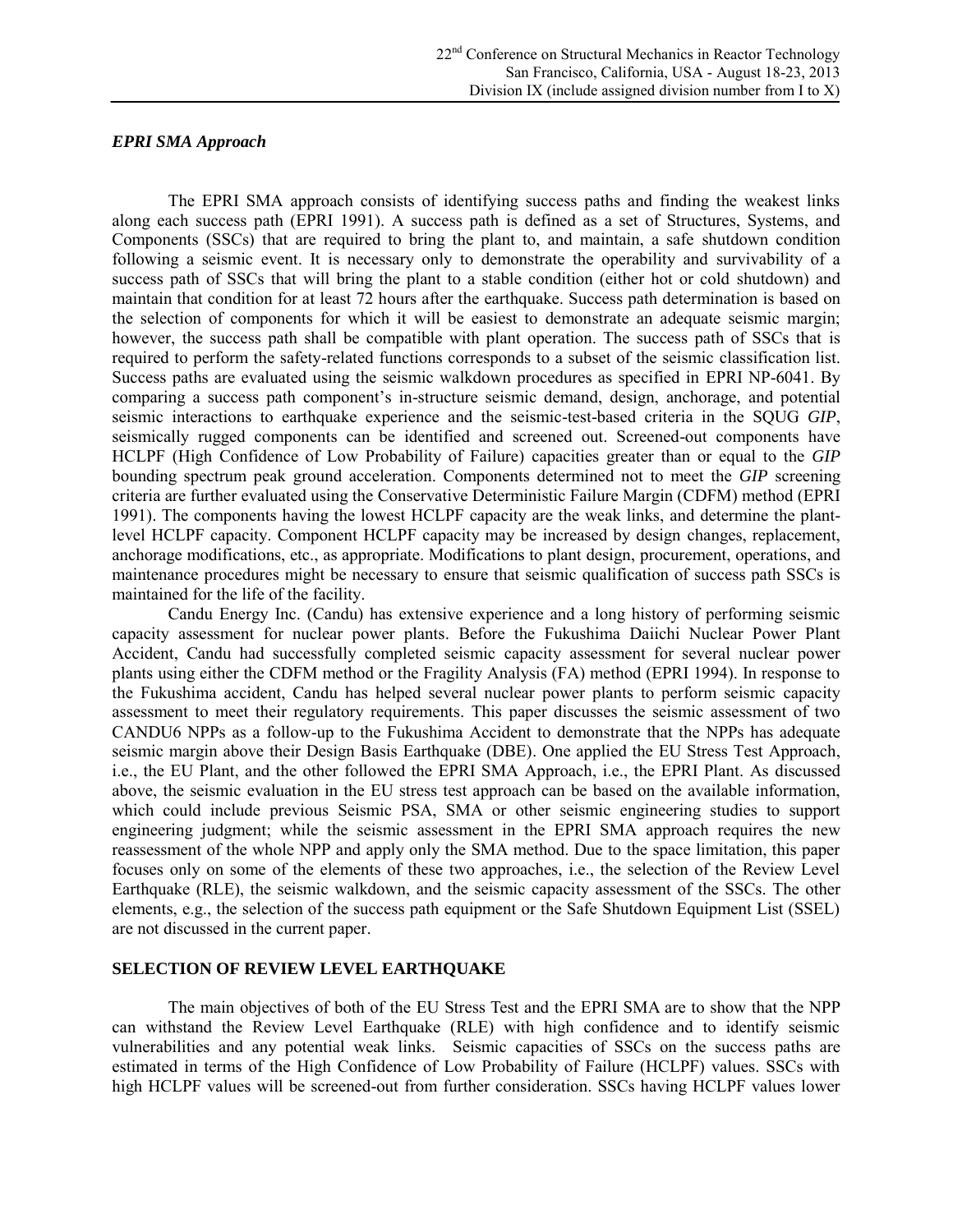### *EPRI SMA Approach*

The EPRI SMA approach consists of identifying success paths and finding the weakest links along each success path (EPRI 1991). A success path is defined as a set of Structures, Systems, and Components (SSCs) that are required to bring the plant to, and maintain, a safe shutdown condition following a seismic event. It is necessary only to demonstrate the operability and survivability of a success path of SSCs that will bring the plant to a stable condition (either hot or cold shutdown) and maintain that condition for at least 72 hours after the earthquake. Success path determination is based on the selection of components for which it will be easiest to demonstrate an adequate seismic margin; however, the success path shall be compatible with plant operation. The success path of SSCs that is required to perform the safety-related functions corresponds to a subset of the seismic classification list. Success paths are evaluated using the seismic walkdown procedures as specified in EPRI NP-6041. By comparing a success path component's in-structure seismic demand, design, anchorage, and potential seismic interactions to earthquake experience and the seismic-test-based criteria in the SQUG *GIP*, seismically rugged components can be identified and screened out. Screened-out components have HCLPF (High Confidence of Low Probability of Failure) capacities greater than or equal to the *GIP* bounding spectrum peak ground acceleration. Components determined not to meet the *GIP* screening criteria are further evaluated using the Conservative Deterministic Failure Margin (CDFM) method (EPRI 1991). The components having the lowest HCLPF capacity are the weak links, and determine the plant-level HCLPF capacity. Component HCLPF capacity may be increased by design changes, replacement, anchorage modifications, etc., as appropriate. Modifications to plant design, procurement, operations, and maintenance procedures might be necessary to ensure that seismic qualification of success path SSCs is maintained for the life of the facility.

Candu Energy Inc. (Candu) has extensive experience and a long history of performing seismic capacity assessment for nuclear power plants. Before the Fukushima Daiichi Nuclear Power Plant Accident, Candu had successfully completed seismic capacity assessment for several nuclear power plants using either the CDFM method or the Fragility Analysis (FA) method (EPRI 1994). In response to the Fukushima accident, Candu has helped several nuclear power plants to perform seismic capacity assessment to meet their regulatory requirements. This paper discusses the seismic assessment of two CANDU6 NPPs as a follow-up to the Fukushima Accident to demonstrate that the NPPs has adequate seismic margin above their Design Basis Earthquake (DBE). One applied the EU Stress Test Approach, i.e., the EU Plant, and the other followed the EPRI SMA Approach, i.e., the EPRI Plant. As discussed above, the seismic evaluation in the EU stress test approach can be based on the available information, which could include previous Seismic PSA, SMA or other seismic engineering studies to support engineering judgment; while the seismic assessment in the EPRI SMA approach requires the new reassessment of the whole NPP and apply only the SMA method. Due to the space limitation, this paper focuses only on some of the elements of these two approaches, i.e., the selection of the Review Level Earthquake (RLE), the seismic walkdown, and the seismic capacity assessment of the SSCs. The other elements, e.g., the selection of the success path equipment or the Safe Shutdown Equipment List (SSEL) are not discussed in the current paper.

## SELECTION OF REVIEW LEVEL EARTHQUAKE

The main objectives of both of the EU Stress Test and the EPRI SMA are to show that the NPP can withstand the Review Level Earthquake (RLE) with high confidence and to identify seismic vulnerabilities and any potential weak links. Seismic capacities of SSCs on the success paths are estimated in terms of the High Confidence of Low Probability of Failure (HCLPF) values. SSCs with high HCLPF values will be screened-out from further consideration. SSCs having HCLPF values lower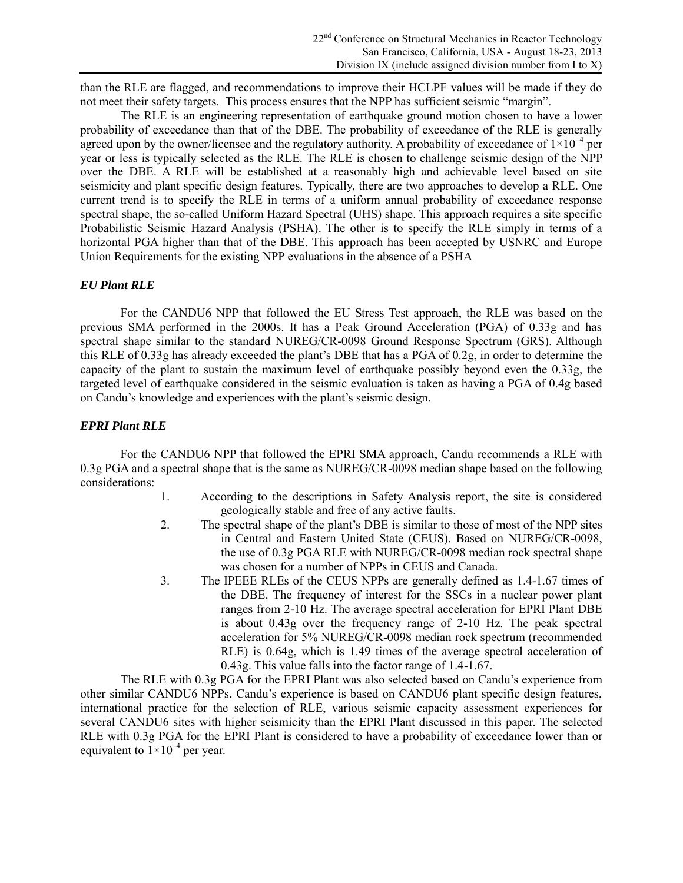than the RLE are flagged, and recommendations to improve their HCLPF values will be made if they do not meet their safety targets. This process ensures that the NPP has sufficient seismic "margin".

The RLE is an engineering representation of earthquake ground motion chosen to have a lower probability of exceedance than that of the DBE. The probability of exceedance of the RLE is generally agreed upon by the owner/licensee and the regulatory authority. A probability of exceedance of $1 \times 10^{-4}$ per year or less is typically selected as the RLE. The RLE is chosen to challenge seismic design of the NPP over the DBE. A RLE will be established at a reasonably high and achievable level based on site seismicity and plant specific design features. Typically, there are two approaches to develop a RLE. One current trend is to specify the RLE in terms of a uniform annual probability of exceedance response spectral shape, the so-called Uniform Hazard Spectral (UHS) shape. This approach requires a site specific Probabilistic Seismic Hazard Analysis (PSHA). The other is to specify the RLE simply in terms of a horizontal PGA higher than that of the DBE. This approach has been accepted by USNRC and Europe Union Requirements for the existing NPP evaluations in the absence of a PSHA

### *EU Plant RLE*

For the CANDU6 NPP that followed the EU Stress Test approach, the RLE was based on the previous SMA performed in the 2000s. It has a Peak Ground Acceleration (PGA) of 0.33g and has spectral shape similar to the standard NUREG/CR-0098 Ground Response Spectrum (GRS). Although this RLE of 0.33g has already exceeded the plant's DBE that has a PGA of 0.2g, in order to determine the capacity of the plant to sustain the maximum level of earthquake possibly beyond even the 0.33g, the targeted level of earthquake considered in the seismic evaluation is taken as having a PGA of 0.4g based on Candu's knowledge and experiences with the plant's seismic design.

### *EPRI Plant RLE*

For the CANDU6 NPP that followed the EPRI SMA approach, Candu recommends a RLE with 0.3g PGA and a spectral shape that is the same as NUREG/CR-0098 median shape based on the following considerations:

1. According to the descriptions in Safety Analysis report, the site is considered geologically stable and free of any active faults.
2. The spectral shape of the plant's DBE is similar to those of most of the NPP sites in Central and Eastern United State (CEUS). Based on NUREG/CR-0098, the use of 0.3g PGA RLE with NUREG/CR-0098 median rock spectral shape was chosen for a number of NPPs in CEUS and Canada.
3. The IPEEE RLEs of the CEUS NPPs are generally defined as 1.4-1.67 times of the DBE. The frequency of interest for the SSCs in a nuclear power plant ranges from 2-10 Hz. The average spectral acceleration for EPRI Plant DBE is about 0.43g over the frequency range of 2-10 Hz. The peak spectral acceleration for 5% NUREG/CR-0098 median rock spectrum (recommended RLE) is 0.64g, which is 1.49 times of the average spectral acceleration of 0.43g. This value falls into the factor range of 1.4-1.67.

The RLE with 0.3g PGA for the EPRI Plant was also selected based on Candu's experience from other similar CANDU6 NPPs. Candu's experience is based on CANDU6 plant specific design features, international practice for the selection of RLE, various seismic capacity assessment experiences for several CANDU6 sites with higher seismicity than the EPRI Plant discussed in this paper. The selected RLE with 0.3g PGA for the EPRI Plant is considered to have a probability of exceedance lower than or equivalent to $1 \times 10^{-4}$ per year.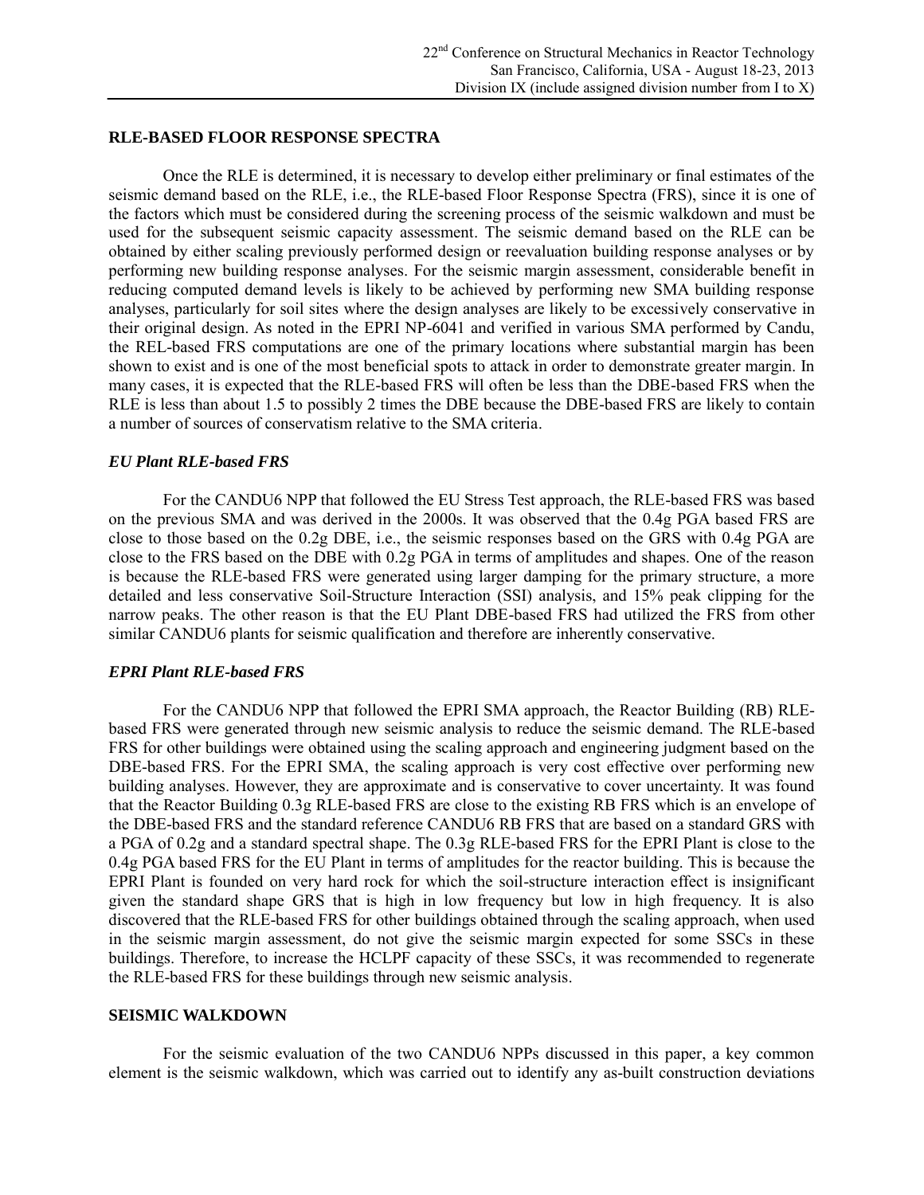## RLE-BASED FLOOR RESPONSE SPECTRA

Once the RLE is determined, it is necessary to develop either preliminary or final estimates of the seismic demand based on the RLE, i.e., the RLE-based Floor Response Spectra (FRS), since it is one of the factors which must be considered during the screening process of the seismic walkdown and must be used for the subsequent seismic capacity assessment. The seismic demand based on the RLE can be obtained by either scaling previously performed design or reevaluation building response analyses or by performing new building response analyses. For the seismic margin assessment, considerable benefit in reducing computed demand levels is likely to be achieved by performing new SMA building response analyses, particularly for soil sites where the design analyses are likely to be excessively conservative in their original design. As noted in the EPRI NP-6041 and verified in various SMA performed by Candu, the REL-based FRS computations are one of the primary locations where substantial margin has been shown to exist and is one of the most beneficial spots to attack in order to demonstrate greater margin. In many cases, it is expected that the RLE-based FRS will often be less than the DBE-based FRS when the RLE is less than about 1.5 to possibly 2 times the DBE because the DBE-based FRS are likely to contain a number of sources of conservatism relative to the SMA criteria.

### *EU Plant RLE-based FRS*

For the CANDU6 NPP that followed the EU Stress Test approach, the RLE-based FRS was based on the previous SMA and was derived in the 2000s. It was observed that the 0.4g PGA based FRS are close to those based on the 0.2g DBE, i.e., the seismic responses based on the GRS with 0.4g PGA are close to the FRS based on the DBE with 0.2g PGA in terms of amplitudes and shapes. One of the reason is because the RLE-based FRS were generated using larger damping for the primary structure, a more detailed and less conservative Soil-Structure Interaction (SSI) analysis, and 15% peak clipping for the narrow peaks. The other reason is that the EU Plant DBE-based FRS had utilized the FRS from other similar CANDU6 plants for seismic qualification and therefore are inherently conservative.

### *EPRI Plant RLE-based FRS*

For the CANDU6 NPP that followed the EPRI SMA approach, the Reactor Building (RB) RLE-based FRS were generated through new seismic analysis to reduce the seismic demand. The RLE-based FRS for other buildings were obtained using the scaling approach and engineering judgment based on the DBE-based FRS. For the EPRI SMA, the scaling approach is very cost effective over performing new building analyses. However, they are approximate and is conservative to cover uncertainty. It was found that the Reactor Building 0.3g RLE-based FRS are close to the existing RB FRS which is an envelope of the DBE-based FRS and the standard reference CANDU6 RB FRS that are based on a standard GRS with a PGA of 0.2g and a standard spectral shape. The 0.3g RLE-based FRS for the EPRI Plant is close to the 0.4g PGA based FRS for the EU Plant in terms of amplitudes for the reactor building. This is because the EPRI Plant is founded on very hard rock for which the soil-structure interaction effect is insignificant given the standard shape GRS that is high in low frequency but low in high frequency. It is also discovered that the RLE-based FRS for other buildings obtained through the scaling approach, when used in the seismic margin assessment, do not give the seismic margin expected for some SSCs in these buildings. Therefore, to increase the HCLPF capacity of these SSCs, it was recommended to regenerate the RLE-based FRS for these buildings through new seismic analysis.

## SEISMIC WALKDOWN

For the seismic evaluation of the two CANDU6 NPPs discussed in this paper, a key common element is the seismic walkdown, which was carried out to identify any as-built construction deviations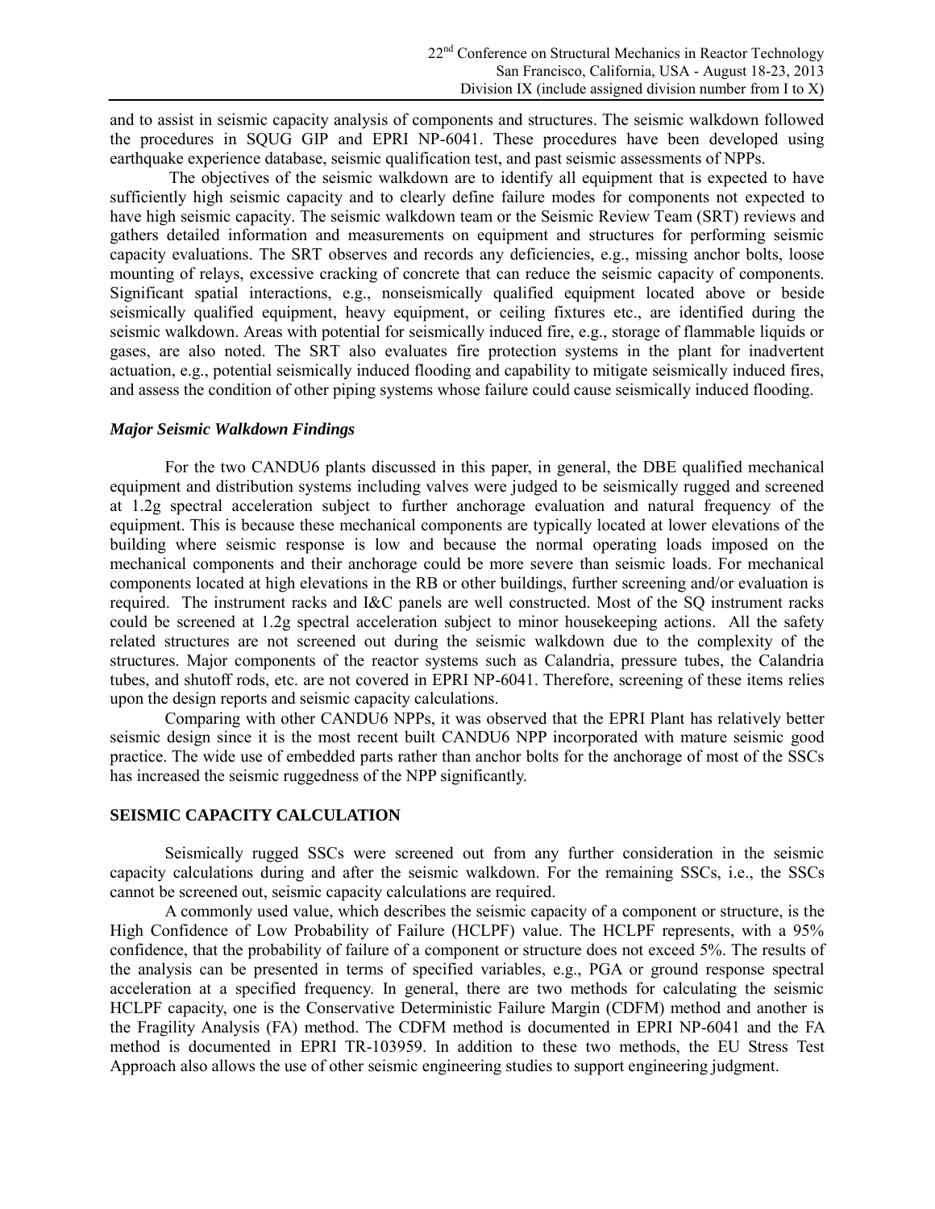and to assist in seismic capacity analysis of components and structures. The seismic walkdown followed the procedures in SQUG GIP and EPRI NP-6041. These procedures have been developed using earthquake experience database, seismic qualification test, and past seismic assessments of NPPs.

The objectives of the seismic walkdown are to identify all equipment that is expected to have sufficiently high seismic capacity and to clearly define failure modes for components not expected to have high seismic capacity. The seismic walkdown team or the Seismic Review Team (SRT) reviews and gathers detailed information and measurements on equipment and structures for performing seismic capacity evaluations. The SRT observes and records any deficiencies, e.g., missing anchor bolts, loose mounting of relays, excessive cracking of concrete that can reduce the seismic capacity of components. Significant spatial interactions, e.g., nonseismically qualified equipment located above or beside seismically qualified equipment, heavy equipment, or ceiling fixtures etc., are identified during the seismic walkdown. Areas with potential for seismically induced fire, e.g., storage of flammable liquids or gases, are also noted. The SRT also evaluates fire protection systems in the plant for inadvertent actuation, e.g., potential seismically induced flooding and capability to mitigate seismically induced fires, and assess the condition of other piping systems whose failure could cause seismically induced flooding.

### *Major Seismic Walkdown Findings*

For the two CANDU6 plants discussed in this paper, in general, the DBE qualified mechanical equipment and distribution systems including valves were judged to be seismically rugged and screened at 1.2g spectral acceleration subject to further anchorage evaluation and natural frequency of the equipment. This is because these mechanical components are typically located at lower elevations of the building where seismic response is low and because the normal operating loads imposed on the mechanical components and their anchorage could be more severe than seismic loads. For mechanical components located at high elevations in the RB or other buildings, further screening and/or evaluation is required. The instrument racks and I&C panels are well constructed. Most of the SQ instrument racks could be screened at 1.2g spectral acceleration subject to minor housekeeping actions. All the safety related structures are not screened out during the seismic walkdown due to the complexity of the structures. Major components of the reactor systems such as Calandria, pressure tubes, the Calandria tubes, and shutoff rods, etc. are not covered in EPRI NP-6041. Therefore, screening of these items relies upon the design reports and seismic capacity calculations.

Comparing with other CANDU6 NPPs, it was observed that the EPRI Plant has relatively better seismic design since it is the most recent built CANDU6 NPP incorporated with mature seismic good practice. The wide use of embedded parts rather than anchor bolts for the anchorage of most of the SSCs has increased the seismic ruggedness of the NPP significantly.

## SEISMIC CAPACITY CALCULATION

Seismically rugged SSCs were screened out from any further consideration in the seismic capacity calculations during and after the seismic walkdown. For the remaining SSCs, i.e., the SSCs cannot be screened out, seismic capacity calculations are required.

A commonly used value, which describes the seismic capacity of a component or structure, is the High Confidence of Low Probability of Failure (HCLPF) value. The HCLPF represents, with a 95% confidence, that the probability of failure of a component or structure does not exceed 5%. The results of the analysis can be presented in terms of specified variables, e.g., PGA or ground response spectral acceleration at a specified frequency. In general, there are two methods for calculating the seismic HCLPF capacity, one is the Conservative Deterministic Failure Margin (CDFM) method and another is the Fragility Analysis (FA) method. The CDFM method is documented in EPRI NP-6041 and the FA method is documented in EPRI TR-103959. In addition to these two methods, the EU Stress Test Approach also allows the use of other seismic engineering studies to support engineering judgment.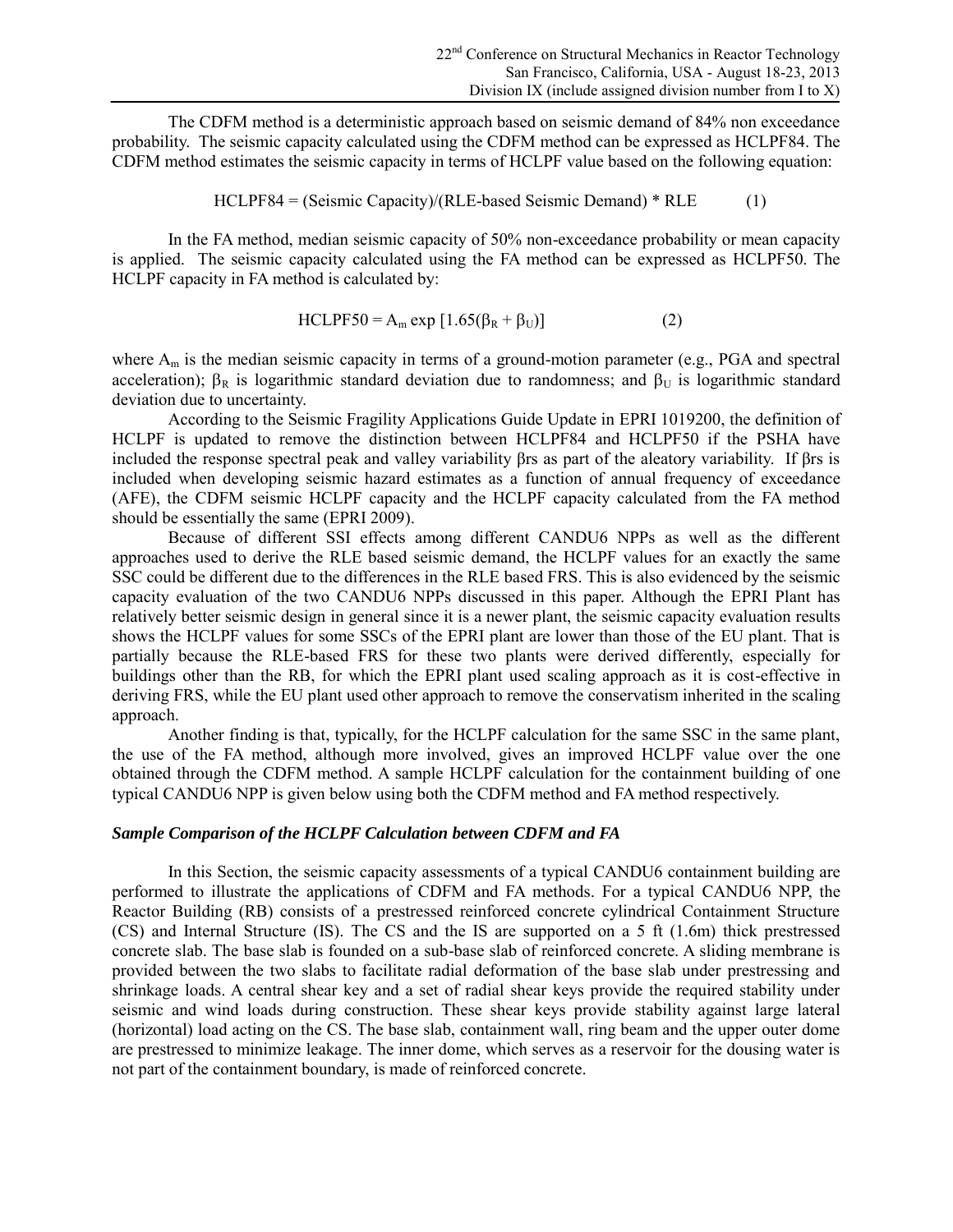The CDFM method is a deterministic approach based on seismic demand of 84% non exceedance probability. The seismic capacity calculated using the CDFM method can be expressed as HCLPF84. The CDFM method estimates the seismic capacity in terms of HCLPF value based on the following equation:

$$\text{HCLPF84} = (\text{Seismic Capacity})/(\text{RLE-based Seismic Demand}) * \text{RLE} \tag{1}$$

In the FA method, median seismic capacity of 50% non-exceedance probability or mean capacity is applied. The seismic capacity calculated using the FA method can be expressed as HCLPF50. The HCLPF capacity in FA method is calculated by:

$$\text{HCLPF50} = A_m \exp\left[1.65(\beta_R + \beta_U)\right] \tag{2}$$

where $A_m$ is the median seismic capacity in terms of a ground-motion parameter (e.g., PGA and spectral acceleration); $\beta_R$ is logarithmic standard deviation due to randomness; and $\beta_U$ is logarithmic standard deviation due to uncertainty.

According to the Seismic Fragility Applications Guide Update in EPRI 1019200, the definition of HCLPF is updated to remove the distinction between HCLPF84 and HCLPF50 if the PSHA have included the response spectral peak and valley variability $\beta rs$ as part of the aleatory variability. If $\beta rs$ is included when developing seismic hazard estimates as a function of annual frequency of exceedance (AFE), the CDFM seismic HCLPF capacity and the HCLPF capacity calculated from the FA method should be essentially the same (EPRI 2009).

Because of different SSI effects among different CANDU6 NPPs as well as the different approaches used to derive the RLE based seismic demand, the HCLPF values for an exactly the same SSC could be different due to the differences in the RLE based FRS. This is also evidenced by the seismic capacity evaluation of the two CANDU6 NPPs discussed in this paper. Although the EPRI Plant has relatively better seismic design in general since it is a newer plant, the seismic capacity evaluation results shows the HCLPF values for some SSCs of the EPRI plant are lower than those of the EU plant. That is partially because the RLE-based FRS for these two plants were derived differently, especially for buildings other than the RB, for which the EPRI plant used scaling approach as it is cost-effective in deriving FRS, while the EU plant used other approach to remove the conservatism inherited in the scaling approach.

Another finding is that, typically, for the HCLPF calculation for the same SSC in the same plant, the use of the FA method, although more involved, gives an improved HCLPF value over the one obtained through the CDFM method. A sample HCLPF calculation for the containment building of one typical CANDU6 NPP is given below using both the CDFM method and FA method respectively.

### *Sample Comparison of the HCLPF Calculation between CDFM and FA*

In this Section, the seismic capacity assessments of a typical CANDU6 containment building are performed to illustrate the applications of CDFM and FA methods. For a typical CANDU6 NPP, the Reactor Building (RB) consists of a prestressed reinforced concrete cylindrical Containment Structure (CS) and Internal Structure (IS). The CS and the IS are supported on a 5 ft (1.6m) thick prestressed concrete slab. The base slab is founded on a sub-base slab of reinforced concrete. A sliding membrane is provided between the two slabs to facilitate radial deformation of the base slab under prestressing and shrinkage loads. A central shear key and a set of radial shear keys provide the required stability under seismic and wind loads during construction. These shear keys provide stability against large lateral (horizontal) load acting on the CS. The base slab, containment wall, ring beam and the upper outer dome are prestressed to minimize leakage. The inner dome, which serves as a reservoir for the dousing water is not part of the containment boundary, is made of reinforced concrete.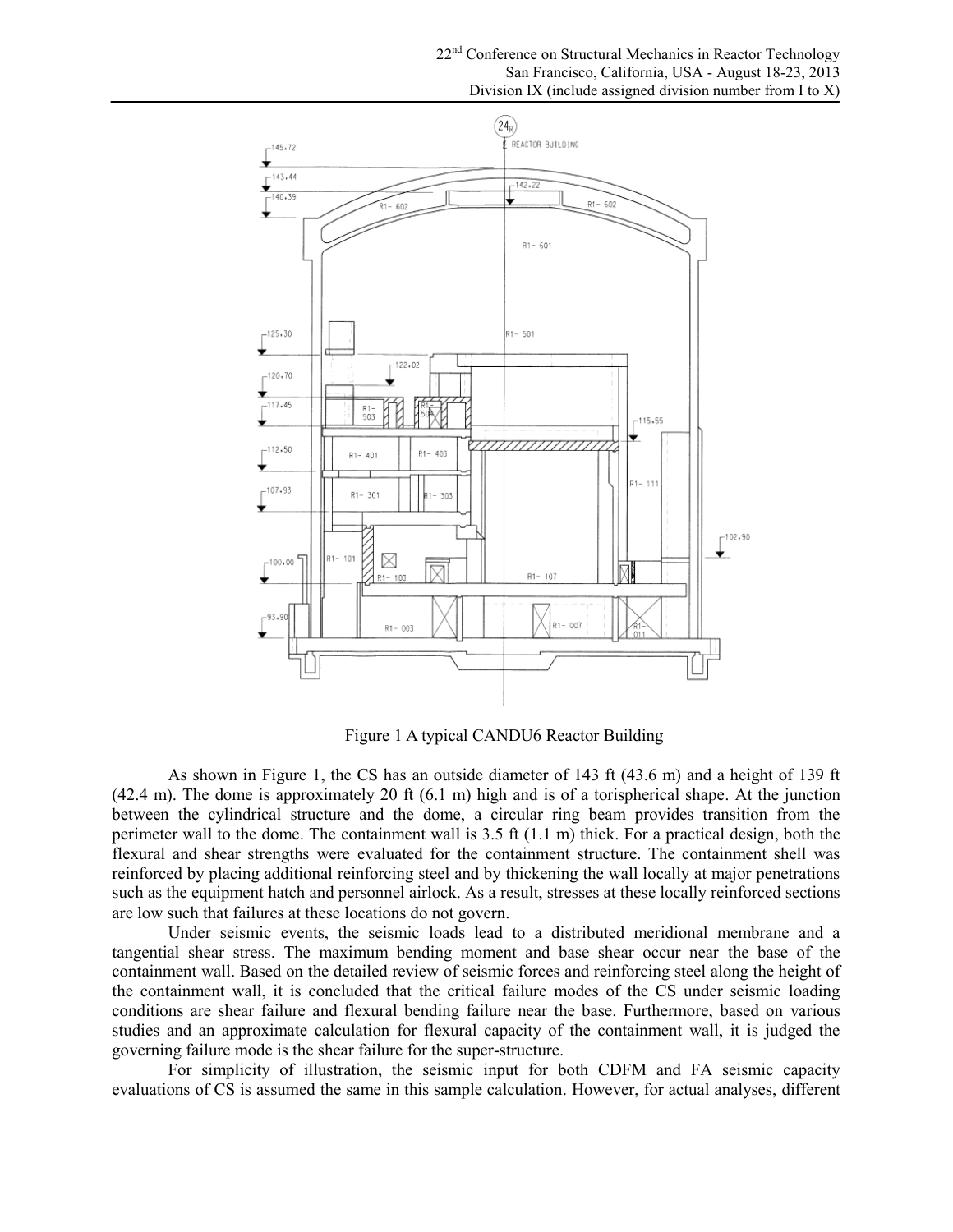Figure 1 A typical CANDU6 Reactor Building

As shown in Figure 1, the CS has an outside diameter of 143 ft (43.6 m) and a height of 139 ft (42.4 m). The dome is approximately 20 ft (6.1 m) high and is of a torispherical shape. At the junction between the cylindrical structure and the dome, a circular ring beam provides transition from the perimeter wall to the dome. The containment wall is 3.5 ft (1.1 m) thick. For a practical design, both the flexural and shear strengths were evaluated for the containment structure. The containment shell was reinforced by placing additional reinforcing steel and by thickening the wall locally at major penetrations such as the equipment hatch and personnel airlock. As a result, stresses at these locally reinforced sections are low such that failures at these locations do not govern.

Under seismic events, the seismic loads lead to a distributed meridional membrane and a tangential shear stress. The maximum bending moment and base shear occur near the base of the containment wall. Based on the detailed review of seismic forces and reinforcing steel along the height of the containment wall, it is concluded that the critical failure modes of the CS under seismic loading conditions are shear failure and flexural bending failure near the base. Furthermore, based on various studies and an approximate calculation for flexural capacity of the containment wall, it is judged the governing failure mode is the shear failure for the super-structure.

For simplicity of illustration, the seismic input for both CDFM and FA seismic capacity evaluations of CS is assumed the same in this sample calculation. However, for actual analyses, different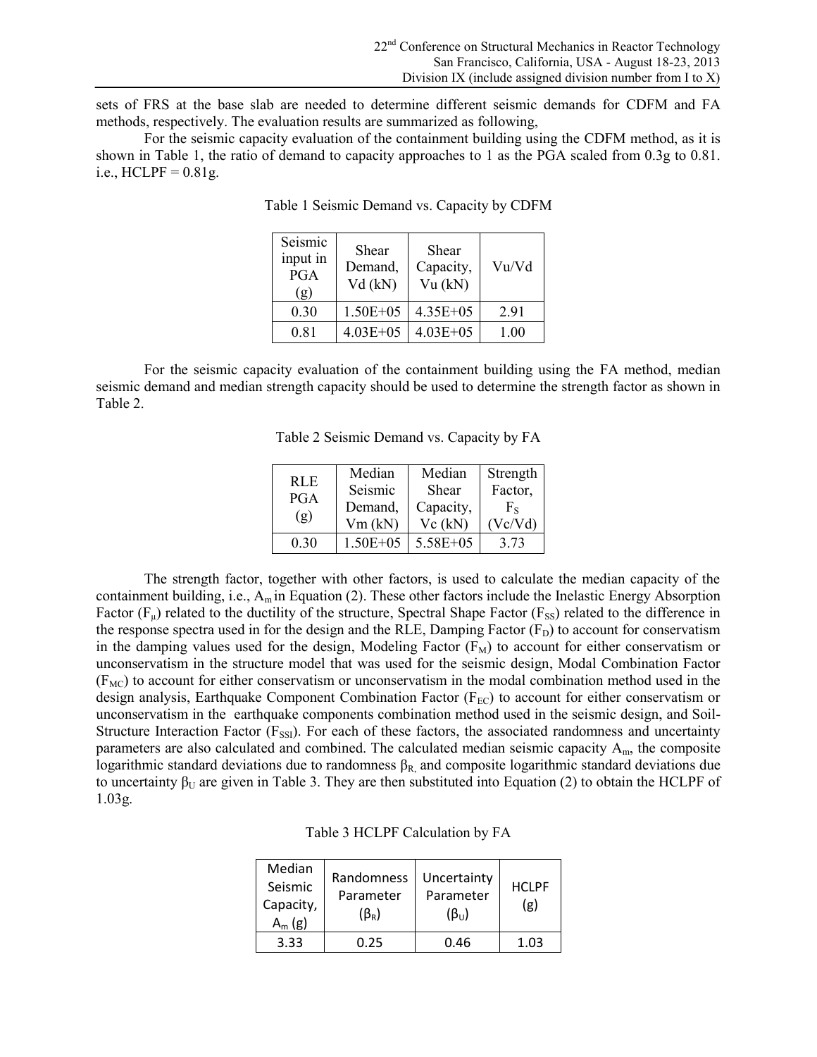sets of FRS at the base slab are needed to determine different seismic demands for CDFM and FA methods, respectively. The evaluation results are summarized as following,

For the seismic capacity evaluation of the containment building using the CDFM method, as it is shown in Table 1, the ratio of demand to capacity approaches to 1 as the PGA scaled from 0.3g to 0.81. i.e., HCLPF = 0.81g.

Table 1 Seismic Demand vs. Capacity by CDFM

| Seismic input in PGA (g) | Shear Demand, Vd (kN) | Shear Capacity, Vu (kN) | Vu/Vd |
|---|---|---|---|
| 0.30 | 1.50E+05 | 4.35E+05 | 2.91 |
| 0.81 | 4.03E+05 | 4.03E+05 | 1.00 |

For the seismic capacity evaluation of the containment building using the FA method, median seismic demand and median strength capacity should be used to determine the strength factor as shown in Table 2.

Table 2 Seismic Demand vs. Capacity by FA

| RLE PGA (g) | Median Seismic Demand, Vm (kN) | Median Shear Capacity, Vc (kN) | Strength Factor, $F_S$ (Vc/Vd) |
|---|---|---|---|
| 0.30 | 1.50E+05 | 5.58E+05 | 3.73 |

The strength factor, together with other factors, is used to calculate the median capacity of the containment building, i.e., $A_m$ in Equation (2). These other factors include the Inelastic Energy Absorption Factor ($F_\mu$) related to the ductility of the structure, Spectral Shape Factor ($F_{SS}$) related to the difference in the response spectra used in for the design and the RLE, Damping Factor ($F_D$) to account for conservatism in the damping values used for the design, Modeling Factor ($F_M$) to account for either conservatism or unconservatism in the structure model that was used for the seismic design, Modal Combination Factor ($F_{MC}$) to account for either conservatism or unconservatism in the modal combination method used in the design analysis, Earthquake Component Combination Factor ($F_{EC}$) to account for either conservatism or unconservatism in the earthquake components combination method used in the seismic design, and Soil-Structure Interaction Factor ($F_{SSI}$). For each of these factors, the associated randomness and uncertainty parameters are also calculated and combined. The calculated median seismic capacity $A_m$, the composite logarithmic standard deviations due to randomness $\beta_R$, and composite logarithmic standard deviations due to uncertainty $\beta_U$ are given in Table 3. They are then substituted into Equation (2) to obtain the HCLPF of 1.03g.

Table 3 HCLPF Calculation by FA

| Median Seismic Capacity, $A_m$ (g) | Randomness Parameter ($\beta_R$) | Uncertainty Parameter ($\beta_U$) | HCLPF (g) |
|---|---|---|---|
| 3.33 | 0.25 | 0.46 | 1.03 |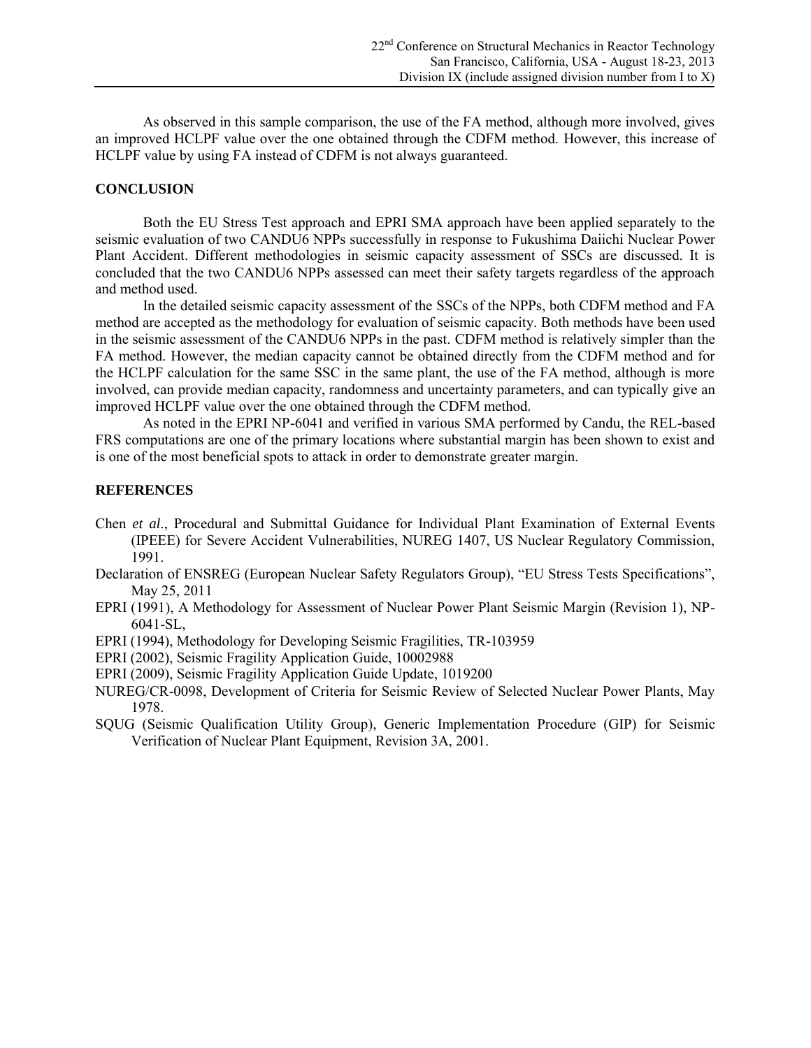As observed in this sample comparison, the use of the FA method, although more involved, gives an improved HCLPF value over the one obtained through the CDFM method. However, this increase of HCLPF value by using FA instead of CDFM is not always guaranteed.

## CONCLUSION

Both the EU Stress Test approach and EPRI SMA approach have been applied separately to the seismic evaluation of two CANDU6 NPPs successfully in response to Fukushima Daiichi Nuclear Power Plant Accident. Different methodologies in seismic capacity assessment of SSCs are discussed. It is concluded that the two CANDU6 NPPs assessed can meet their safety targets regardless of the approach and method used.

In the detailed seismic capacity assessment of the SSCs of the NPPs, both CDFM method and FA method are accepted as the methodology for evaluation of seismic capacity. Both methods have been used in the seismic assessment of the CANDU6 NPPs in the past. CDFM method is relatively simpler than the FA method. However, the median capacity cannot be obtained directly from the CDFM method and for the HCLPF calculation for the same SSC in the same plant, the use of the FA method, although is more involved, can provide median capacity, randomness and uncertainty parameters, and can typically give an improved HCLPF value over the one obtained through the CDFM method.

As noted in the EPRI NP-6041 and verified in various SMA performed by Candu, the REL-based FRS computations are one of the primary locations where substantial margin has been shown to exist and is one of the most beneficial spots to attack in order to demonstrate greater margin.

## REFERENCES

Chen *et al*., Procedural and Submittal Guidance for Individual Plant Examination of External Events (IPEEE) for Severe Accident Vulnerabilities, NUREG 1407, US Nuclear Regulatory Commission, 1991.

Declaration of ENSREG (European Nuclear Safety Regulators Group), "EU Stress Tests Specifications", May 25, 2011

EPRI (1991), A Methodology for Assessment of Nuclear Power Plant Seismic Margin (Revision 1), NP-6041-SL,

EPRI (1994), Methodology for Developing Seismic Fragilities, TR-103959

EPRI (2002), Seismic Fragility Application Guide, 10002988

EPRI (2009), Seismic Fragility Application Guide Update, 1019200

NUREG/CR-0098, Development of Criteria for Seismic Review of Selected Nuclear Power Plants, May 1978.

SQUG (Seismic Qualification Utility Group), Generic Implementation Procedure (GIP) for Seismic Verification of Nuclear Plant Equipment, Revision 3A, 2001.